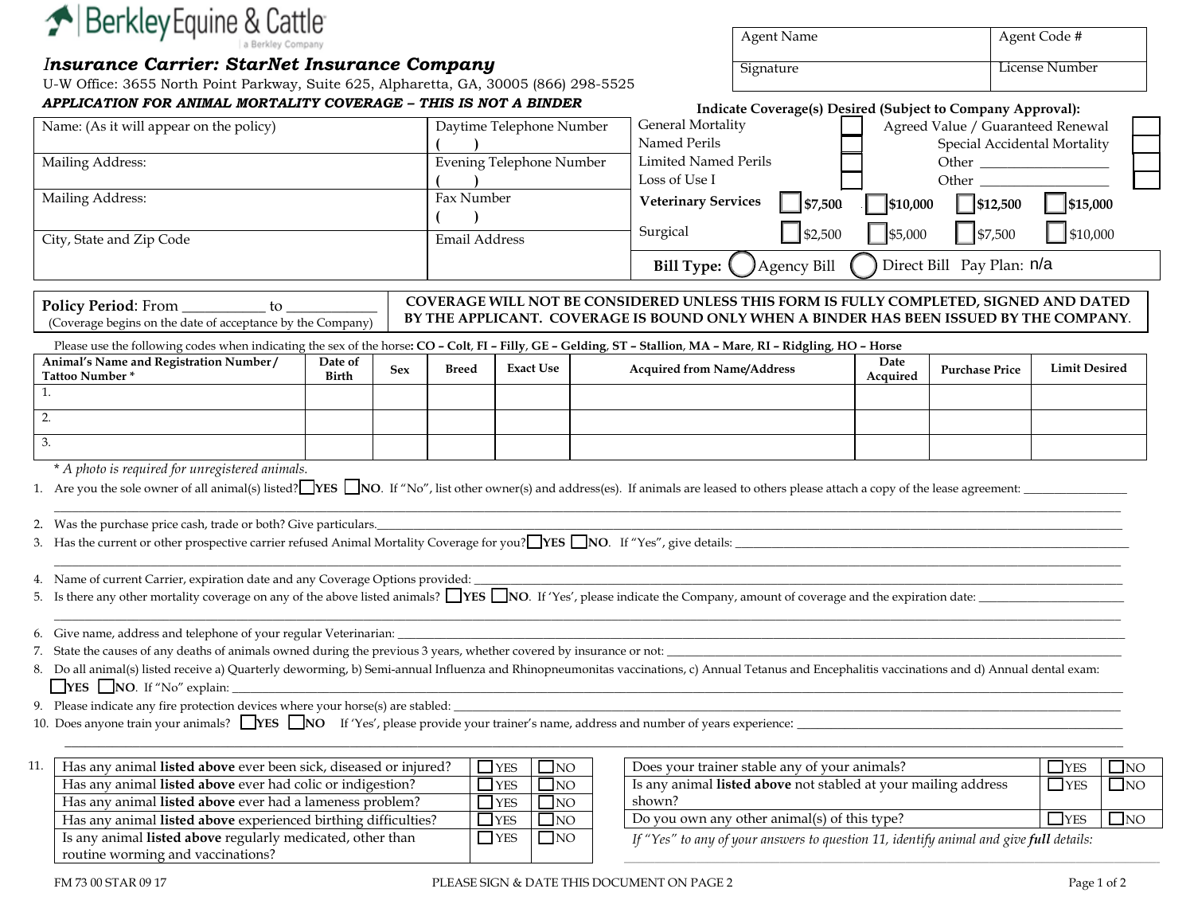Berkley Equine & Cattle
a Berkley Company

*Insurance Carrier: StarNet Insurance Company*

U-W Office: 3655 North Point Parkway, Suite 625, Alpharetta, GA, 30005 (866) 298-5525

***APPLICATION FOR ANIMAL MORTALITY COVERAGE – THIS IS NOT A BINDER***

| Agent Name | Agent Code # |
|---|---|
| Signature | License Number |

| Name: (As it will appear on the policy) | Daytime Telephone Number ( ) |
|---|---|
| Mailing Address: | Evening Telephone Number ( ) |
| Mailing Address: | Fax Number ( ) |
| City, State and Zip Code | Email Address |

**Indicate Coverage(s) Desired (Subject to Company Approval):**

- ☐ General Mortality
- ☐ Named Perils
- ☐ Limited Named Perils
- ☐ Loss of Use I
- ☐ Agreed Value / Guaranteed Renewal
- ☐ Special Accidental Mortality
- ☐ Other ______________
- ☐ Other ______________

**Veterinary Services** ☐ **$7,500** ☐ **$10,000** ☐ **$12,500** ☐ **$15,000**

Surgical ☐ $2,500 ☐ $5,000 ☐ $7,500 ☐ $10,000

**Bill Type:** ◯ Agency Bill ◯ Direct Bill Pay Plan: n/a

**Policy Period**: From __________ to ___________
(Coverage begins on the date of acceptance by the Company)

**COVERAGE WILL NOT BE CONSIDERED UNLESS THIS FORM IS FULLY COMPLETED, SIGNED AND DATED BY THE APPLICANT. COVERAGE IS BOUND ONLY WHEN A BINDER HAS BEEN ISSUED BY THE COMPANY.**

Please use the following codes when indicating the sex of the horse**: CO – Colt**, **FI – Filly**, **GE – Gelding**, **ST – Stallion**, **MA – Mare**, **RI – Ridgling**, **HO – Horse**

| Animal's Name and Registration Number / Tattoo Number * | Date of Birth | Sex | Breed | Exact Use | Acquired from Name/Address | Date Acquired | Purchase Price | Limit Desired |
|---|---|---|---|---|---|---|---|---|
| 1. | | | | | | | | |
| 2. | | | | | | | | |
| 3. | | | | | | | | |

\* *A photo is required for unregistered animals.*

1. Are you the sole owner of all animal(s) listed? ☐**YES** ☐**NO**. If "No", list other owner(s) and address(es). If animals are leased to others please attach a copy of the lease agreement: ______________
2. Was the purchase price cash, trade or both? Give particulars.______________
3. Has the current or other prospective carrier refused Animal Mortality Coverage for you? ☐**YES** ☐**NO**. If "Yes", give details: ______________
4. Name of current Carrier, expiration date and any Coverage Options provided: ______________
5. Is there any other mortality coverage on any of the above listed animals? ☐**YES** ☐**NO**. If 'Yes', please indicate the Company, amount of coverage and the expiration date: ______________
6. Give name, address and telephone of your regular Veterinarian: ______________
7. State the causes of any deaths of animals owned during the previous 3 years, whether covered by insurance or not: ______________
8. Do all animal(s) listed receive a) Quarterly deworming, b) Semi-annual Influenza and Rhinopneumonitas vaccinations, c) Annual Tetanus and Encephalitis vaccinations and d) Annual dental exam: ☐**YES** ☐**NO**. If "No" explain: ______________
9. Please indicate any fire protection devices where your horse(s) are stabled: ______________
10. Does anyone train your animals? ☐**YES** ☐**NO** If 'Yes', please provide your trainer's name, address and number of years experience: ______________
11.

| Question | YES | NO |
|---|---|---|
| Has any animal **listed above** ever been sick, diseased or injured? | ☐ YES | ☐ NO |
| Has any animal **listed above** ever had colic or indigestion? | ☐ YES | ☐ NO |
| Has any animal **listed above** ever had a lameness problem? | ☐ YES | ☐ NO |
| Has any animal **listed above** experienced birthing difficulties? | ☐ YES | ☐ NO |
| Is any animal **listed above** regularly medicated, other than routine worming and vaccinations? | ☐ YES | ☐ NO |
| Does your trainer stable any of your animals? | ☐ YES | ☐ NO |
| Is any animal **listed above** not stabled at your mailing address shown? | ☐ YES | ☐ NO |
| Do you own any other animal(s) of this type? | ☐ YES | ☐ NO |

*If "Yes" to any of your answers to question 11, identify animal and give **full** details:*

______________

FM 73 00 STAR 09 17

PLEASE SIGN & DATE THIS DOCUMENT ON PAGE 2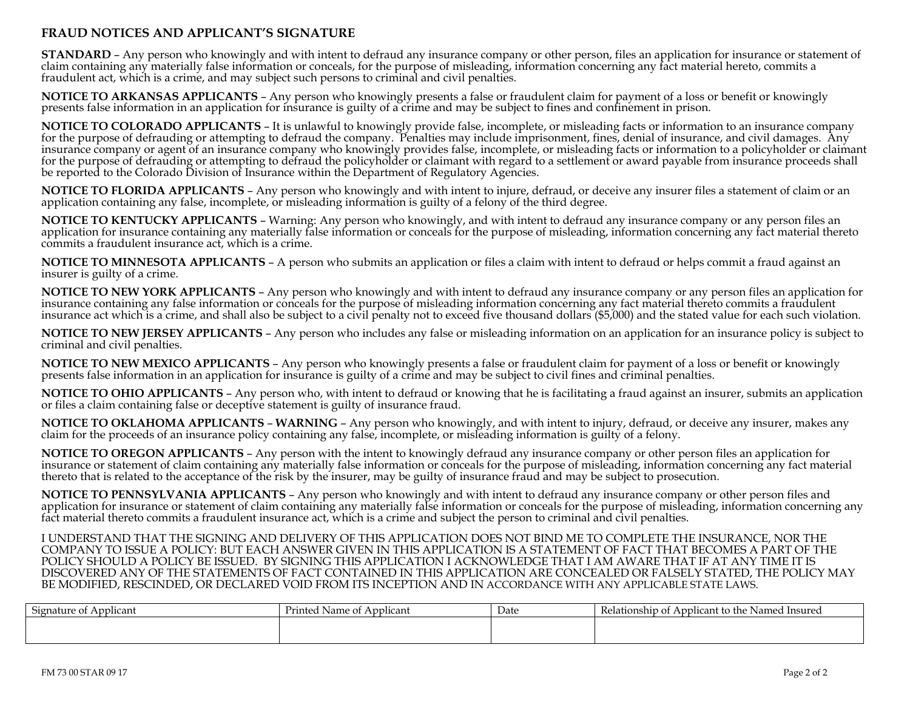## FRAUD NOTICES AND APPLICANT'S SIGNATURE

**STANDARD** – Any person who knowingly and with intent to defraud any insurance company or other person, files an application for insurance or statement of claim containing any materially false information or conceals, for the purpose of misleading, information concerning any fact material hereto, commits a fraudulent act, which is a crime, and may subject such persons to criminal and civil penalties.

**NOTICE TO ARKANSAS APPLICANTS** – Any person who knowingly presents a false or fraudulent claim for payment of a loss or benefit or knowingly presents false information in an application for insurance is guilty of a crime and may be subject to fines and confinement in prison.

**NOTICE TO COLORADO APPLICANTS** – It is unlawful to knowingly provide false, incomplete, or misleading facts or information to an insurance company for the purpose of defrauding or attempting to defraud the company. Penalties may include imprisonment, fines, denial of insurance, and civil damages. Any insurance company or agent of an insurance company who knowingly provides false, incomplete, or misleading facts or information to a policyholder or claimant for the purpose of defrauding or attempting to defraud the policyholder or claimant with regard to a settlement or award payable from insurance proceeds shall be reported to the Colorado Division of Insurance within the Department of Regulatory Agencies.

**NOTICE TO FLORIDA APPLICANTS** – Any person who knowingly and with intent to injure, defraud, or deceive any insurer files a statement of claim or an application containing any false, incomplete, or misleading information is guilty of a felony of the third degree.

**NOTICE TO KENTUCKY APPLICANTS** – Warning: Any person who knowingly, and with intent to defraud any insurance company or any person files an application for insurance containing any materially false information or conceals for the purpose of misleading, information concerning any fact material thereto commits a fraudulent insurance act, which is a crime.

**NOTICE TO MINNESOTA APPLICANTS** – A person who submits an application or files a claim with intent to defraud or helps commit a fraud against an insurer is guilty of a crime.

**NOTICE TO NEW YORK APPLICANTS** – Any person who knowingly and with intent to defraud any insurance company or any person files an application for insurance containing any false information or conceals for the purpose of misleading information concerning any fact material thereto commits a fraudulent insurance act which is a crime, and shall also be subject to a civil penalty not to exceed five thousand dollars ($5,000) and the stated value for each such violation.

**NOTICE TO NEW JERSEY APPLICANTS** – Any person who includes any false or misleading information on an application for an insurance policy is subject to criminal and civil penalties.

**NOTICE TO NEW MEXICO APPLICANTS** – Any person who knowingly presents a false or fraudulent claim for payment of a loss or benefit or knowingly presents false information in an application for insurance is guilty of a crime and may be subject to civil fines and criminal penalties.

**NOTICE TO OHIO APPLICANTS** – Any person who, with intent to defraud or knowing that he is facilitating a fraud against an insurer, submits an application or files a claim containing false or deceptive statement is guilty of insurance fraud.

**NOTICE TO OKLAHOMA APPLICANTS** – **WARNING** – Any person who knowingly, and with intent to injury, defraud, or deceive any insurer, makes any claim for the proceeds of an insurance policy containing any false, incomplete, or misleading information is guilty of a felony.

**NOTICE TO OREGON APPLICANTS** – Any person with the intent to knowingly defraud any insurance company or other person files an application for insurance or statement of claim containing any materially false information or conceals for the purpose of misleading, information concerning any fact material thereto that is related to the acceptance of the risk by the insurer, may be guilty of insurance fraud and may be subject to prosecution.

**NOTICE TO PENNSYLVANIA APPLICANTS** – Any person who knowingly and with intent to defraud any insurance company or other person files and application for insurance or statement of claim containing any materially false information or conceals for the purpose of misleading, information concerning any fact material thereto commits a fraudulent insurance act, which is a crime and subject the person to criminal and civil penalties.

I UNDERSTAND THAT THE SIGNING AND DELIVERY OF THIS APPLICATION DOES NOT BIND ME TO COMPLETE THE INSURANCE, NOR THE COMPANY TO ISSUE A POLICY: BUT EACH ANSWER GIVEN IN THIS APPLICATION IS A STATEMENT OF FACT THAT BECOMES A PART OF THE POLICY SHOULD A POLICY BE ISSUED. BY SIGNING THIS APPLICATION I ACKNOWLEDGE THAT I AM AWARE THAT IF AT ANY TIME IT IS DISCOVERED ANY OF THE STATEMENTS OF FACT CONTAINED IN THIS APPLICATION ARE CONCEALED OR FALSELY STATED, THE POLICY MAY BE MODIFIED, RESCINDED, OR DECLARED VOID FROM ITS INCEPTION AND IN ACCORDANCE WITH ANY APPLICABLE STATE LAWS.

| Signature of Applicant | Printed Name of Applicant | Date | Relationship of Applicant to the Named Insured |
|---|---|---|---|
| | | | |

FM 73 00 STAR 09 17